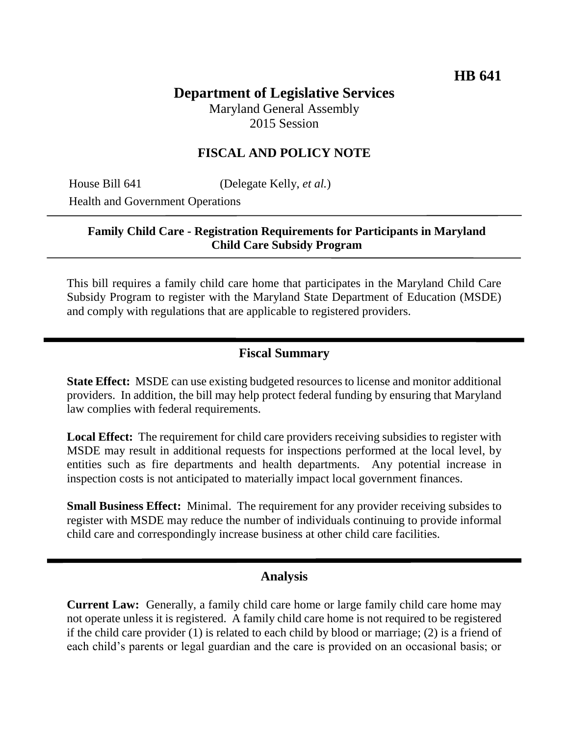**HB 641**

# Department of Legislative Services

Maryland General Assembly
2015 Session

## FISCAL AND POLICY NOTE

House Bill 641 (Delegate Kelly, *et al.*)
Health and Government Operations

**Family Child Care - Registration Requirements for Participants in Maryland Child Care Subsidy Program**

This bill requires a family child care home that participates in the Maryland Child Care Subsidy Program to register with the Maryland State Department of Education (MSDE) and comply with regulations that are applicable to registered providers.

## Fiscal Summary

**State Effect:** MSDE can use existing budgeted resources to license and monitor additional providers. In addition, the bill may help protect federal funding by ensuring that Maryland law complies with federal requirements.

**Local Effect:** The requirement for child care providers receiving subsidies to register with MSDE may result in additional requests for inspections performed at the local level, by entities such as fire departments and health departments. Any potential increase in inspection costs is not anticipated to materially impact local government finances.

**Small Business Effect:** Minimal. The requirement for any provider receiving subsides to register with MSDE may reduce the number of individuals continuing to provide informal child care and correspondingly increase business at other child care facilities.

## Analysis

**Current Law:** Generally, a family child care home or large family child care home may not operate unless it is registered. A family child care home is not required to be registered if the child care provider (1) is related to each child by blood or marriage; (2) is a friend of each child's parents or legal guardian and the care is provided on an occasional basis; or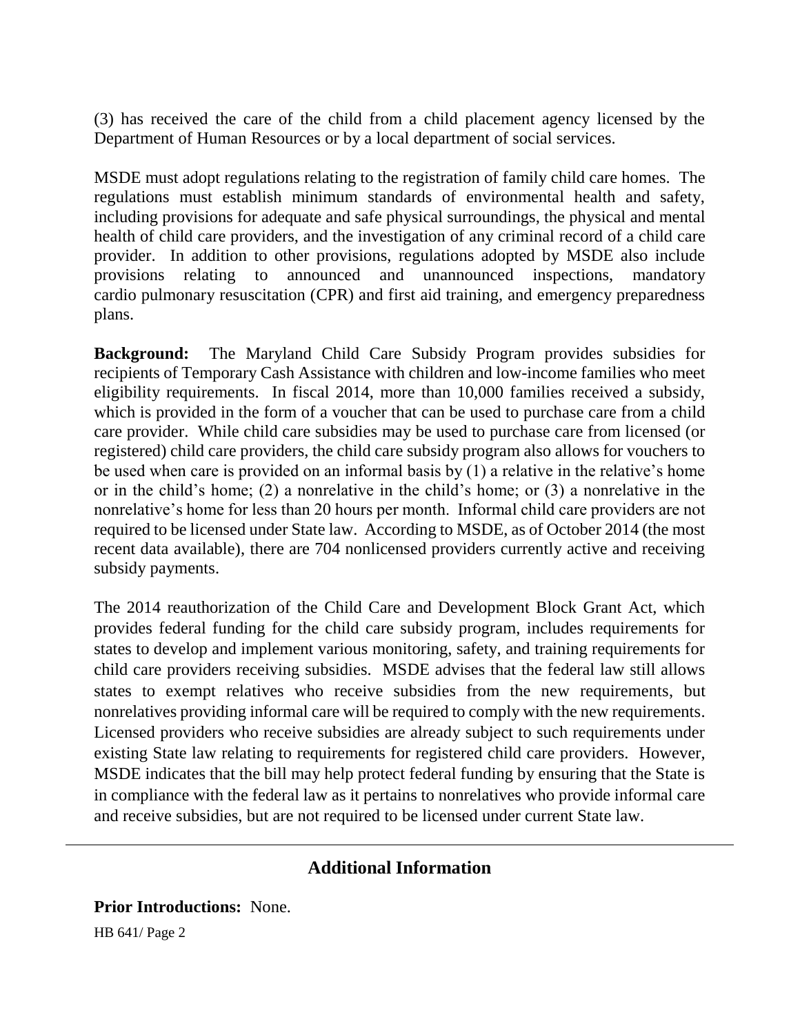(3) has received the care of the child from a child placement agency licensed by the Department of Human Resources or by a local department of social services.

MSDE must adopt regulations relating to the registration of family child care homes. The regulations must establish minimum standards of environmental health and safety, including provisions for adequate and safe physical surroundings, the physical and mental health of child care providers, and the investigation of any criminal record of a child care provider. In addition to other provisions, regulations adopted by MSDE also include provisions relating to announced and unannounced inspections, mandatory cardio pulmonary resuscitation (CPR) and first aid training, and emergency preparedness plans.

**Background:** The Maryland Child Care Subsidy Program provides subsidies for recipients of Temporary Cash Assistance with children and low-income families who meet eligibility requirements. In fiscal 2014, more than 10,000 families received a subsidy, which is provided in the form of a voucher that can be used to purchase care from a child care provider. While child care subsidies may be used to purchase care from licensed (or registered) child care providers, the child care subsidy program also allows for vouchers to be used when care is provided on an informal basis by (1) a relative in the relative's home or in the child's home; (2) a nonrelative in the child's home; or (3) a nonrelative in the nonrelative's home for less than 20 hours per month. Informal child care providers are not required to be licensed under State law. According to MSDE, as of October 2014 (the most recent data available), there are 704 nonlicensed providers currently active and receiving subsidy payments.

The 2014 reauthorization of the Child Care and Development Block Grant Act, which provides federal funding for the child care subsidy program, includes requirements for states to develop and implement various monitoring, safety, and training requirements for child care providers receiving subsidies. MSDE advises that the federal law still allows states to exempt relatives who receive subsidies from the new requirements, but nonrelatives providing informal care will be required to comply with the new requirements. Licensed providers who receive subsidies are already subject to such requirements under existing State law relating to requirements for registered child care providers. However, MSDE indicates that the bill may help protect federal funding by ensuring that the State is in compliance with the federal law as it pertains to nonrelatives who provide informal care and receive subsidies, but are not required to be licensed under current State law.

## Additional Information

**Prior Introductions:** None.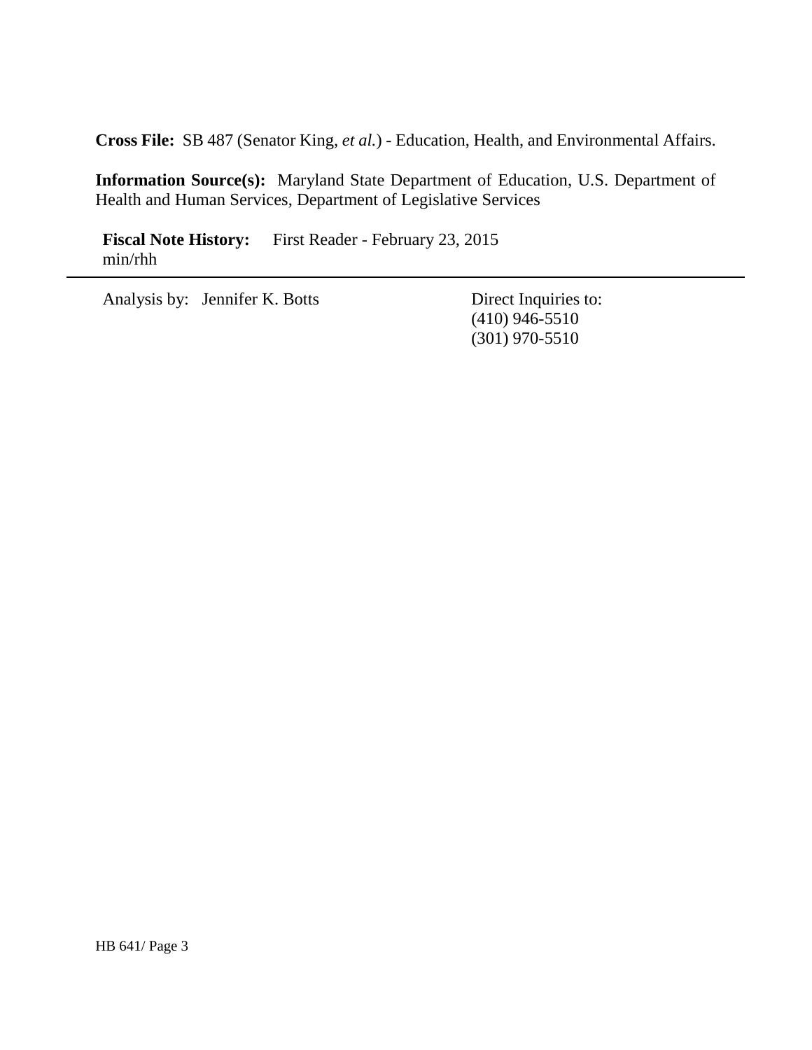**Cross File:** SB 487 (Senator King, *et al.*) - Education, Health, and Environmental Affairs.

**Information Source(s):** Maryland State Department of Education, U.S. Department of Health and Human Services, Department of Legislative Services

**Fiscal Note History:** First Reader - February 23, 2015
min/rhh

Analysis by: Jennifer K. Botts

Direct Inquiries to:
(410) 946-5510
(301) 970-5510